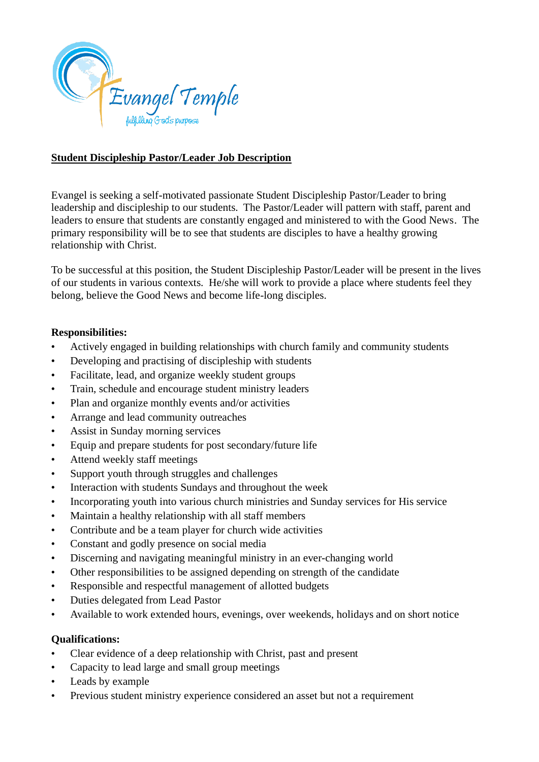Evangel Temple
fulfilling God's purpose

# Student Discipleship Pastor/Leader Job Description

Evangel is seeking a self-motivated passionate Student Discipleship Pastor/Leader to bring leadership and discipleship to our students. The Pastor/Leader will pattern with staff, parent and leaders to ensure that students are constantly engaged and ministered to with the Good News. The primary responsibility will be to see that students are disciples to have a healthy growing relationship with Christ.

To be successful at this position, the Student Discipleship Pastor/Leader will be present in the lives of our students in various contexts. He/she will work to provide a place where students feel they belong, believe the Good News and become life-long disciples.

**Responsibilities:**

- Actively engaged in building relationships with church family and community students
- Developing and practising of discipleship with students
- Facilitate, lead, and organize weekly student groups
- Train, schedule and encourage student ministry leaders
- Plan and organize monthly events and/or activities
- Arrange and lead community outreaches
- Assist in Sunday morning services
- Equip and prepare students for post secondary/future life
- Attend weekly staff meetings
- Support youth through struggles and challenges
- Interaction with students Sundays and throughout the week
- Incorporating youth into various church ministries and Sunday services for His service
- Maintain a healthy relationship with all staff members
- Contribute and be a team player for church wide activities
- Constant and godly presence on social media
- Discerning and navigating meaningful ministry in an ever-changing world
- Other responsibilities to be assigned depending on strength of the candidate
- Responsible and respectful management of allotted budgets
- Duties delegated from Lead Pastor
- Available to work extended hours, evenings, over weekends, holidays and on short notice

**Qualifications:**

- Clear evidence of a deep relationship with Christ, past and present
- Capacity to lead large and small group meetings
- Leads by example
- Previous student ministry experience considered an asset but not a requirement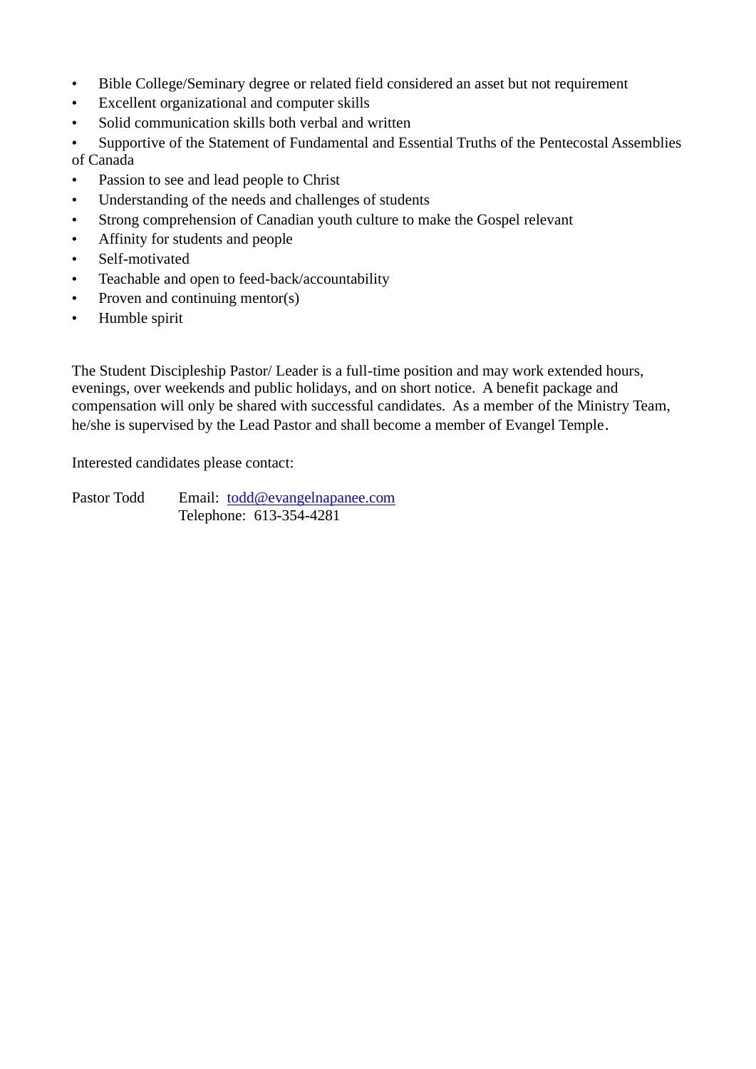- Bible College/Seminary degree or related field considered an asset but not requirement
- Excellent organizational and computer skills
- Solid communication skills both verbal and written
- Supportive of the Statement of Fundamental and Essential Truths of the Pentecostal Assemblies of Canada
- Passion to see and lead people to Christ
- Understanding of the needs and challenges of students
- Strong comprehension of Canadian youth culture to make the Gospel relevant
- Affinity for students and people
- Self-motivated
- Teachable and open to feed-back/accountability
- Proven and continuing mentor(s)
- Humble spirit

The Student Discipleship Pastor/ Leader is a full-time position and may work extended hours, evenings, over weekends and public holidays, and on short notice. A benefit package and compensation will only be shared with successful candidates. As a member of the Ministry Team, he/she is supervised by the Lead Pastor and shall become a member of Evangel Temple.

Interested candidates please contact:

Pastor Todd Email: todd@evangelnapanee.com
Telephone: 613-354-4281